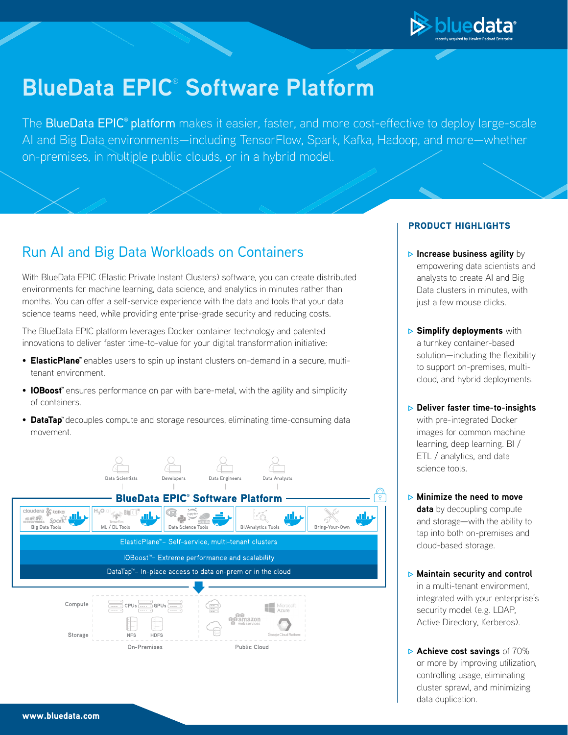# BlueData EPIC® Software Platform

The **BlueData EPIC® platform** makes it easier, faster, and more cost-effective to deploy large-scale AI and Big Data environments—including TensorFlow, Spark, Kafka, Hadoop, and more—whether on-premises, in multiple public clouds, or in a hybrid model.

## Run AI and Big Data Workloads on Containers

With BlueData EPIC (Elastic Private Instant Clusters) software, you can create distributed environments for machine learning, data science, and analytics in minutes rather than months. You can offer a self-service experience with the data and tools that your data science teams need, while providing enterprise-grade security and reducing costs.

The BlueData EPIC platform leverages Docker container technology and patented innovations to deliver faster time-to-value for your digital transformation initiative:

- **ElasticPlane**™ enables users to spin up instant clusters on-demand in a secure, multi-tenant environment.
- **IOBoost**™ ensures performance on par with bare-metal, with the agility and simplicity of containers.
- **DataTap**™ decouples compute and storage resources, eliminating time-consuming data movement.

Data Scientists
Developers
Data Engineers
Data Analysts

BlueData EPIC® Software Platform

Big Data Tools
ML / DL Tools
Data Science Tools
BI/Analytics Tools
Bring-Your-Own

ElasticPlane™– Self-service, multi-tenant clusters
IOBoost™– Extreme performance and scalability
DataTap™– In-place access to data on-prem or in the cloud

Compute
Storage
CPUs
GPUs
NFS
HDFS
On-Premises
Public Cloud

### PRODUCT HIGHLIGHTS

- **Increase business agility** by empowering data scientists and analysts to create AI and Big Data clusters in minutes, with just a few mouse clicks.
- **Simplify deployments** with a turnkey container-based solution—including the flexibility to support on-premises, multi-cloud, and hybrid deployments.
- **Deliver faster time-to-insights** with pre-integrated Docker images for common machine learning, deep learning. BI / ETL / analytics, and data science tools.
- **Minimize the need to move data** by decoupling compute and storage—with the ability to tap into both on-premises and cloud-based storage.
- **Maintain security and control** in a multi-tenant environment, integrated with your enterprise's security model (e.g. LDAP, Active Directory, Kerberos).
- **Achieve cost savings** of 70% or more by improving utilization, controlling usage, eliminating cluster sprawl, and minimizing data duplication.

**www.bluedata.com**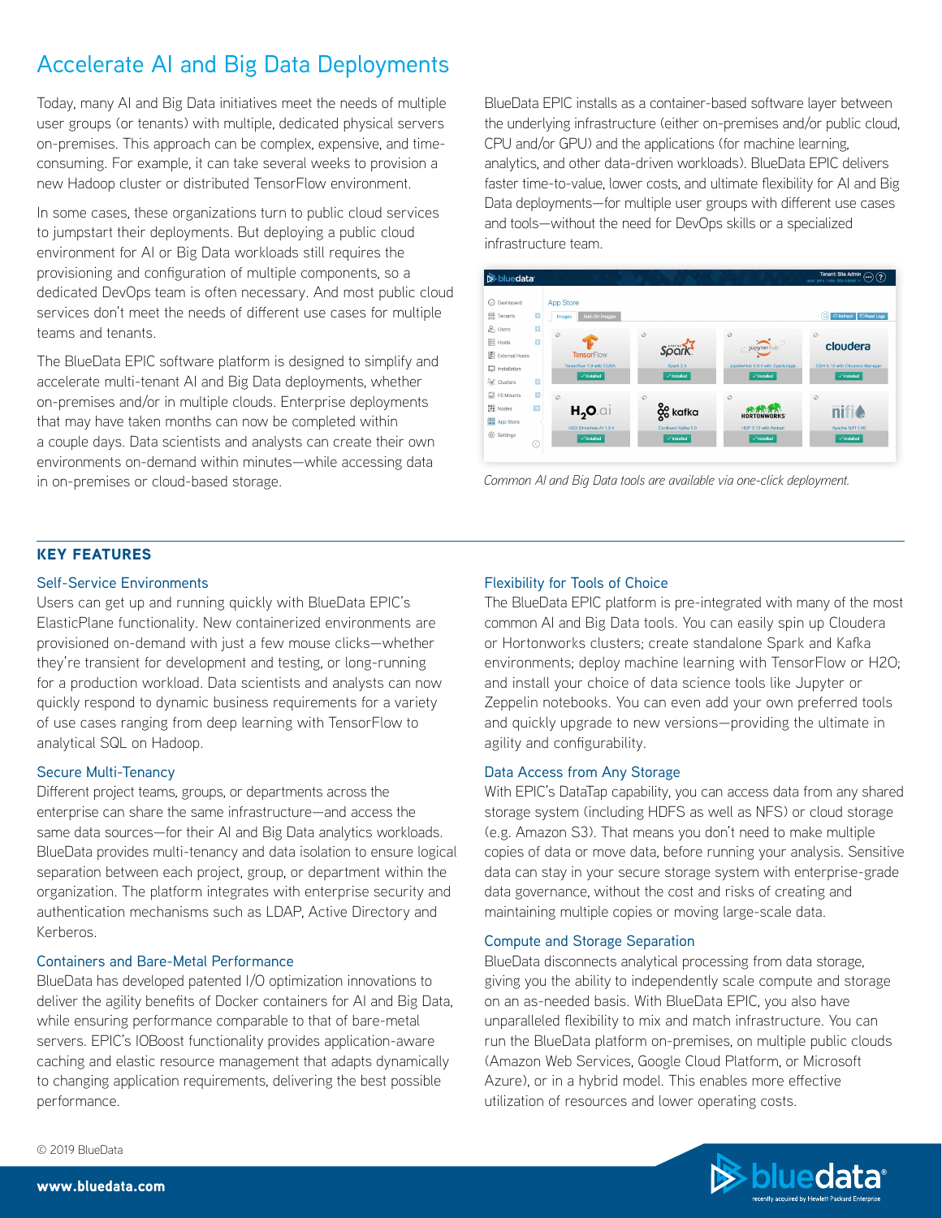# Accelerate AI and Big Data Deployments

Today, many AI and Big Data initiatives meet the needs of multiple user groups (or tenants) with multiple, dedicated physical servers on-premises. This approach can be complex, expensive, and time-consuming. For example, it can take several weeks to provision a new Hadoop cluster or distributed TensorFlow environment.

In some cases, these organizations turn to public cloud services to jumpstart their deployments. But deploying a public cloud environment for AI or Big Data workloads still requires the provisioning and configuration of multiple components, so a dedicated DevOps team is often necessary. And most public cloud services don't meet the needs of different use cases for multiple teams and tenants.

The BlueData EPIC software platform is designed to simplify and accelerate multi-tenant AI and Big Data deployments, whether on-premises and/or in multiple clouds. Enterprise deployments that may have taken months can now be completed within a couple days. Data scientists and analysts can create their own environments on-demand within minutes—while accessing data in on-premises or cloud-based storage.

BlueData EPIC installs as a container-based software layer between the underlying infrastructure (either on-premises and/or public cloud, CPU and/or GPU) and the applications (for machine learning, analytics, and other data-driven workloads). BlueData EPIC delivers faster time-to-value, lower costs, and ultimate flexibility for AI and Big Data deployments—for multiple user groups with different use cases and tools—without the need for DevOps skills or a specialized infrastructure team.

*Common AI and Big Data tools are available via one-click deployment.*

## KEY FEATURES

### Self-Service Environments

Users can get up and running quickly with BlueData EPIC's ElasticPlane functionality. New containerized environments are provisioned on-demand with just a few mouse clicks—whether they're transient for development and testing, or long-running for a production workload. Data scientists and analysts can now quickly respond to dynamic business requirements for a variety of use cases ranging from deep learning with TensorFlow to analytical SQL on Hadoop.

### Secure Multi-Tenancy

Different project teams, groups, or departments across the enterprise can share the same infrastructure—and access the same data sources—for their AI and Big Data analytics workloads. BlueData provides multi-tenancy and data isolation to ensure logical separation between each project, group, or department within the organization. The platform integrates with enterprise security and authentication mechanisms such as LDAP, Active Directory and Kerberos.

### Containers and Bare-Metal Performance

BlueData has developed patented I/O optimization innovations to deliver the agility benefits of Docker containers for AI and Big Data, while ensuring performance comparable to that of bare-metal servers. EPIC's IOBoost functionality provides application-aware caching and elastic resource management that adapts dynamically to changing application requirements, delivering the best possible performance.

### Flexibility for Tools of Choice

The BlueData EPIC platform is pre-integrated with many of the most common AI and Big Data tools. You can easily spin up Cloudera or Hortonworks clusters; create standalone Spark and Kafka environments; deploy machine learning with TensorFlow or H2O; and install your choice of data science tools like Jupyter or Zeppelin notebooks. You can even add your own preferred tools and quickly upgrade to new versions—providing the ultimate in agility and configurability.

### Data Access from Any Storage

With EPIC's DataTap capability, you can access data from any shared storage system (including HDFS as well as NFS) or cloud storage (e.g. Amazon S3). That means you don't need to make multiple copies of data or move data, before running your analysis. Sensitive data can stay in your secure storage system with enterprise-grade data governance, without the cost and risks of creating and maintaining multiple copies or moving large-scale data.

### Compute and Storage Separation

BlueData disconnects analytical processing from data storage, giving you the ability to independently scale compute and storage on an as-needed basis. With BlueData EPIC, you also have unparalleled flexibility to mix and match infrastructure. You can run the BlueData platform on-premises, on multiple public clouds (Amazon Web Services, Google Cloud Platform, or Microsoft Azure), or in a hybrid model. This enables more effective utilization of resources and lower operating costs.

© 2019 BlueData

www.bluedata.com